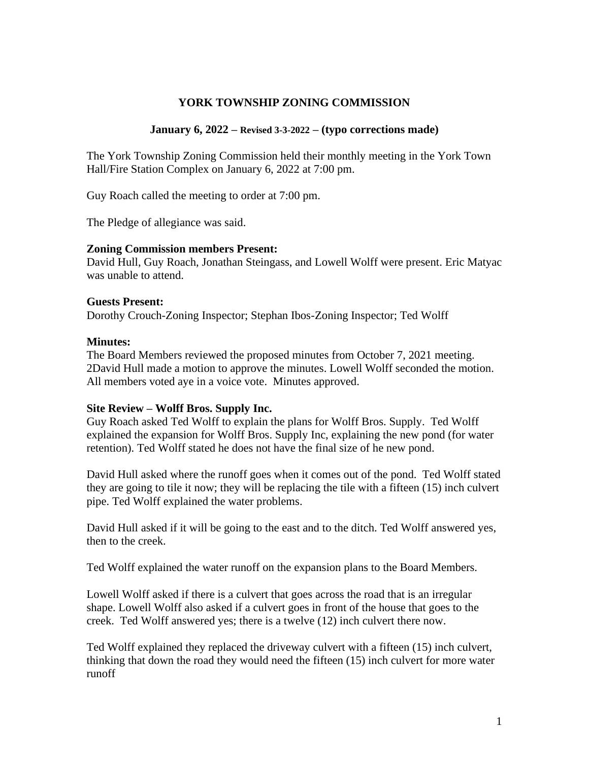# YORK TOWNSHIP ZONING COMMISSION

## January 6, 2022 – Revised 3-3-2022 – (typo corrections made)

The York Township Zoning Commission held their monthly meeting in the York Town Hall/Fire Station Complex on January 6, 2022 at 7:00 pm.

Guy Roach called the meeting to order at 7:00 pm.

The Pledge of allegiance was said.

**Zoning Commission members Present:**
David Hull, Guy Roach, Jonathan Steingass, and Lowell Wolff were present. Eric Matyac was unable to attend.

**Guests Present:**
Dorothy Crouch-Zoning Inspector; Stephan Ibos-Zoning Inspector; Ted Wolff

**Minutes:**
The Board Members reviewed the proposed minutes from October 7, 2021 meeting. 2David Hull made a motion to approve the minutes. Lowell Wolff seconded the motion. All members voted aye in a voice vote. Minutes approved.

**Site Review – Wolff Bros. Supply Inc.**
Guy Roach asked Ted Wolff to explain the plans for Wolff Bros. Supply. Ted Wolff explained the expansion for Wolff Bros. Supply Inc, explaining the new pond (for water retention). Ted Wolff stated he does not have the final size of he new pond.

David Hull asked where the runoff goes when it comes out of the pond. Ted Wolff stated they are going to tile it now; they will be replacing the tile with a fifteen (15) inch culvert pipe. Ted Wolff explained the water problems.

David Hull asked if it will be going to the east and to the ditch. Ted Wolff answered yes, then to the creek.

Ted Wolff explained the water runoff on the expansion plans to the Board Members.

Lowell Wolff asked if there is a culvert that goes across the road that is an irregular shape. Lowell Wolff also asked if a culvert goes in front of the house that goes to the creek. Ted Wolff answered yes; there is a twelve (12) inch culvert there now.

Ted Wolff explained they replaced the driveway culvert with a fifteen (15) inch culvert, thinking that down the road they would need the fifteen (15) inch culvert for more water runoff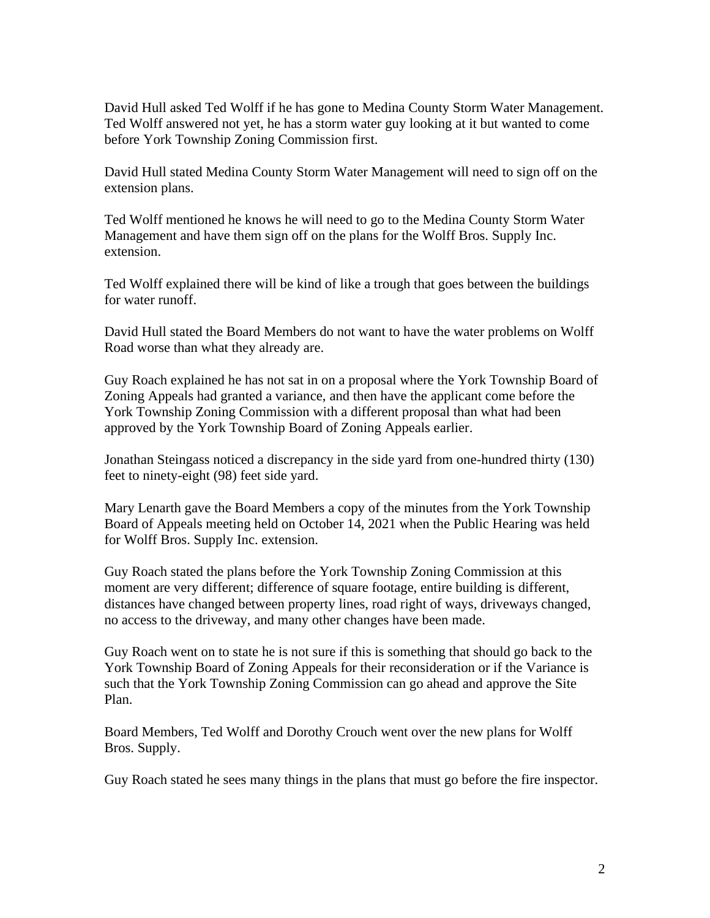David Hull asked Ted Wolff if he has gone to Medina County Storm Water Management. Ted Wolff answered not yet, he has a storm water guy looking at it but wanted to come before York Township Zoning Commission first.

David Hull stated Medina County Storm Water Management will need to sign off on the extension plans.

Ted Wolff mentioned he knows he will need to go to the Medina County Storm Water Management and have them sign off on the plans for the Wolff Bros. Supply Inc. extension.

Ted Wolff explained there will be kind of like a trough that goes between the buildings for water runoff.

David Hull stated the Board Members do not want to have the water problems on Wolff Road worse than what they already are.

Guy Roach explained he has not sat in on a proposal where the York Township Board of Zoning Appeals had granted a variance, and then have the applicant come before the York Township Zoning Commission with a different proposal than what had been approved by the York Township Board of Zoning Appeals earlier.

Jonathan Steingass noticed a discrepancy in the side yard from one-hundred thirty (130) feet to ninety-eight (98) feet side yard.

Mary Lenarth gave the Board Members a copy of the minutes from the York Township Board of Appeals meeting held on October 14, 2021 when the Public Hearing was held for Wolff Bros. Supply Inc. extension.

Guy Roach stated the plans before the York Township Zoning Commission at this moment are very different; difference of square footage, entire building is different, distances have changed between property lines, road right of ways, driveways changed, no access to the driveway, and many other changes have been made.

Guy Roach went on to state he is not sure if this is something that should go back to the York Township Board of Zoning Appeals for their reconsideration or if the Variance is such that the York Township Zoning Commission can go ahead and approve the Site Plan.

Board Members, Ted Wolff and Dorothy Crouch went over the new plans for Wolff Bros. Supply.

Guy Roach stated he sees many things in the plans that must go before the fire inspector.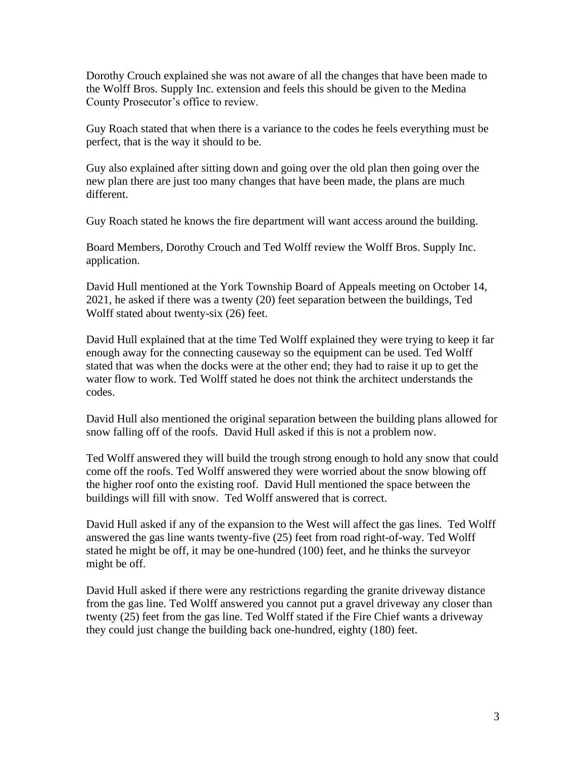Dorothy Crouch explained she was not aware of all the changes that have been made to the Wolff Bros. Supply Inc. extension and feels this should be given to the Medina County Prosecutor's office to review.

Guy Roach stated that when there is a variance to the codes he feels everything must be perfect, that is the way it should to be.

Guy also explained after sitting down and going over the old plan then going over the new plan there are just too many changes that have been made, the plans are much different.

Guy Roach stated he knows the fire department will want access around the building.

Board Members, Dorothy Crouch and Ted Wolff review the Wolff Bros. Supply Inc. application.

David Hull mentioned at the York Township Board of Appeals meeting on October 14, 2021, he asked if there was a twenty (20) feet separation between the buildings, Ted Wolff stated about twenty-six (26) feet.

David Hull explained that at the time Ted Wolff explained they were trying to keep it far enough away for the connecting causeway so the equipment can be used. Ted Wolff stated that was when the docks were at the other end; they had to raise it up to get the water flow to work. Ted Wolff stated he does not think the architect understands the codes.

David Hull also mentioned the original separation between the building plans allowed for snow falling off of the roofs. David Hull asked if this is not a problem now.

Ted Wolff answered they will build the trough strong enough to hold any snow that could come off the roofs. Ted Wolff answered they were worried about the snow blowing off the higher roof onto the existing roof. David Hull mentioned the space between the buildings will fill with snow. Ted Wolff answered that is correct.

David Hull asked if any of the expansion to the West will affect the gas lines. Ted Wolff answered the gas line wants twenty-five (25) feet from road right-of-way. Ted Wolff stated he might be off, it may be one-hundred (100) feet, and he thinks the surveyor might be off.

David Hull asked if there were any restrictions regarding the granite driveway distance from the gas line. Ted Wolff answered you cannot put a gravel driveway any closer than twenty (25) feet from the gas line. Ted Wolff stated if the Fire Chief wants a driveway they could just change the building back one-hundred, eighty (180) feet.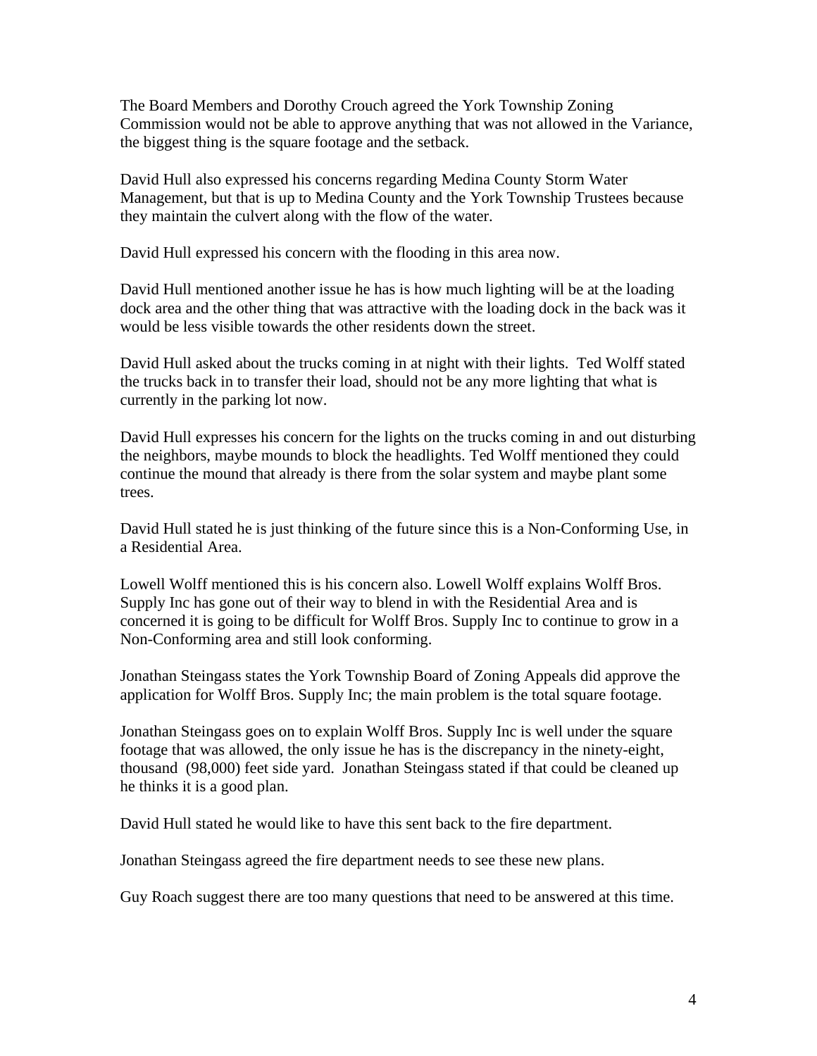The Board Members and Dorothy Crouch agreed the York Township Zoning Commission would not be able to approve anything that was not allowed in the Variance, the biggest thing is the square footage and the setback.

David Hull also expressed his concerns regarding Medina County Storm Water Management, but that is up to Medina County and the York Township Trustees because they maintain the culvert along with the flow of the water.

David Hull expressed his concern with the flooding in this area now.

David Hull mentioned another issue he has is how much lighting will be at the loading dock area and the other thing that was attractive with the loading dock in the back was it would be less visible towards the other residents down the street.

David Hull asked about the trucks coming in at night with their lights. Ted Wolff stated the trucks back in to transfer their load, should not be any more lighting that what is currently in the parking lot now.

David Hull expresses his concern for the lights on the trucks coming in and out disturbing the neighbors, maybe mounds to block the headlights. Ted Wolff mentioned they could continue the mound that already is there from the solar system and maybe plant some trees.

David Hull stated he is just thinking of the future since this is a Non-Conforming Use, in a Residential Area.

Lowell Wolff mentioned this is his concern also. Lowell Wolff explains Wolff Bros. Supply Inc has gone out of their way to blend in with the Residential Area and is concerned it is going to be difficult for Wolff Bros. Supply Inc to continue to grow in a Non-Conforming area and still look conforming.

Jonathan Steingass states the York Township Board of Zoning Appeals did approve the application for Wolff Bros. Supply Inc; the main problem is the total square footage.

Jonathan Steingass goes on to explain Wolff Bros. Supply Inc is well under the square footage that was allowed, the only issue he has is the discrepancy in the ninety-eight, thousand (98,000) feet side yard. Jonathan Steingass stated if that could be cleaned up he thinks it is a good plan.

David Hull stated he would like to have this sent back to the fire department.

Jonathan Steingass agreed the fire department needs to see these new plans.

Guy Roach suggest there are too many questions that need to be answered at this time.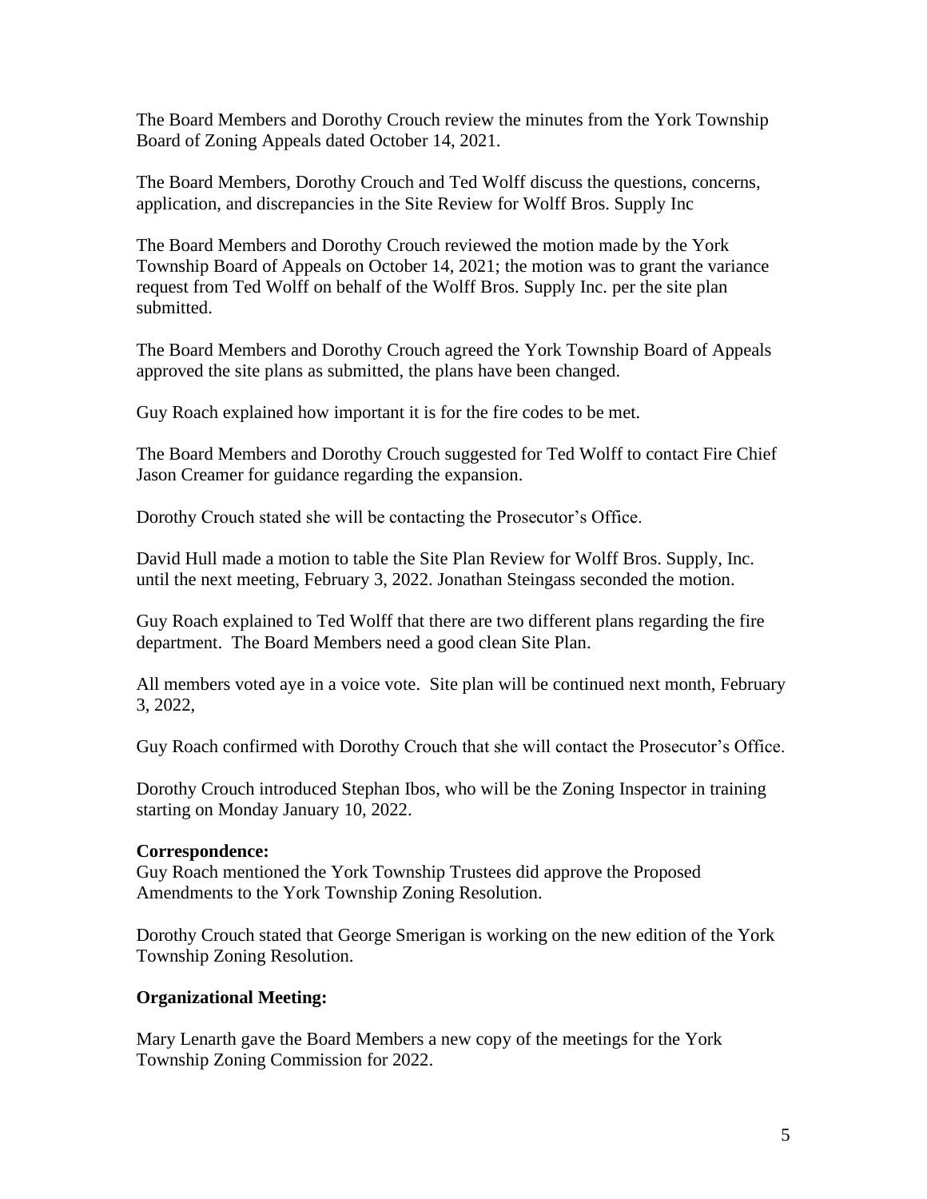The Board Members and Dorothy Crouch review the minutes from the York Township Board of Zoning Appeals dated October 14, 2021.

The Board Members, Dorothy Crouch and Ted Wolff discuss the questions, concerns, application, and discrepancies in the Site Review for Wolff Bros. Supply Inc

The Board Members and Dorothy Crouch reviewed the motion made by the York Township Board of Appeals on October 14, 2021; the motion was to grant the variance request from Ted Wolff on behalf of the Wolff Bros. Supply Inc. per the site plan submitted.

The Board Members and Dorothy Crouch agreed the York Township Board of Appeals approved the site plans as submitted, the plans have been changed.

Guy Roach explained how important it is for the fire codes to be met.

The Board Members and Dorothy Crouch suggested for Ted Wolff to contact Fire Chief Jason Creamer for guidance regarding the expansion.

Dorothy Crouch stated she will be contacting the Prosecutor's Office.

David Hull made a motion to table the Site Plan Review for Wolff Bros. Supply, Inc. until the next meeting, February 3, 2022. Jonathan Steingass seconded the motion.

Guy Roach explained to Ted Wolff that there are two different plans regarding the fire department. The Board Members need a good clean Site Plan.

All members voted aye in a voice vote. Site plan will be continued next month, February 3, 2022,

Guy Roach confirmed with Dorothy Crouch that she will contact the Prosecutor's Office.

Dorothy Crouch introduced Stephan Ibos, who will be the Zoning Inspector in training starting on Monday January 10, 2022.

**Correspondence:**
Guy Roach mentioned the York Township Trustees did approve the Proposed Amendments to the York Township Zoning Resolution.

Dorothy Crouch stated that George Smerigan is working on the new edition of the York Township Zoning Resolution.

**Organizational Meeting:**

Mary Lenarth gave the Board Members a new copy of the meetings for the York Township Zoning Commission for 2022.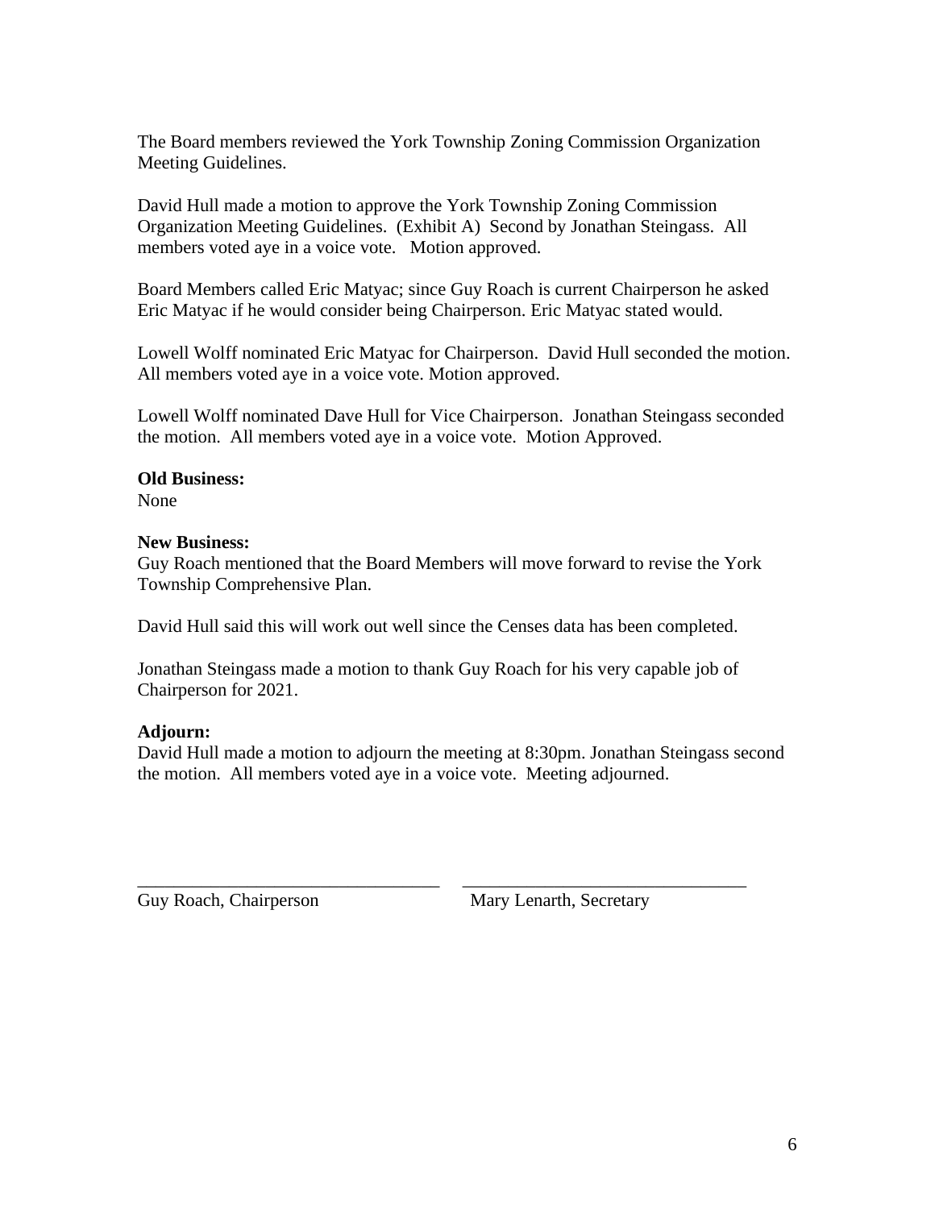The Board members reviewed the York Township Zoning Commission Organization Meeting Guidelines.

David Hull made a motion to approve the York Township Zoning Commission Organization Meeting Guidelines. (Exhibit A) Second by Jonathan Steingass. All members voted aye in a voice vote. Motion approved.

Board Members called Eric Matyac; since Guy Roach is current Chairperson he asked Eric Matyac if he would consider being Chairperson. Eric Matyac stated would.

Lowell Wolff nominated Eric Matyac for Chairperson. David Hull seconded the motion. All members voted aye in a voice vote. Motion approved.

Lowell Wolff nominated Dave Hull for Vice Chairperson. Jonathan Steingass seconded the motion. All members voted aye in a voice vote. Motion Approved.

**Old Business:**
None

**New Business:**
Guy Roach mentioned that the Board Members will move forward to revise the York Township Comprehensive Plan.

David Hull said this will work out well since the Censes data has been completed.

Jonathan Steingass made a motion to thank Guy Roach for his very capable job of Chairperson for 2021.

**Adjourn:**
David Hull made a motion to adjourn the meeting at 8:30pm. Jonathan Steingass second the motion. All members voted aye in a voice vote. Meeting adjourned.

_________________________________ _______________________________

Guy Roach, Chairperson Mary Lenarth, Secretary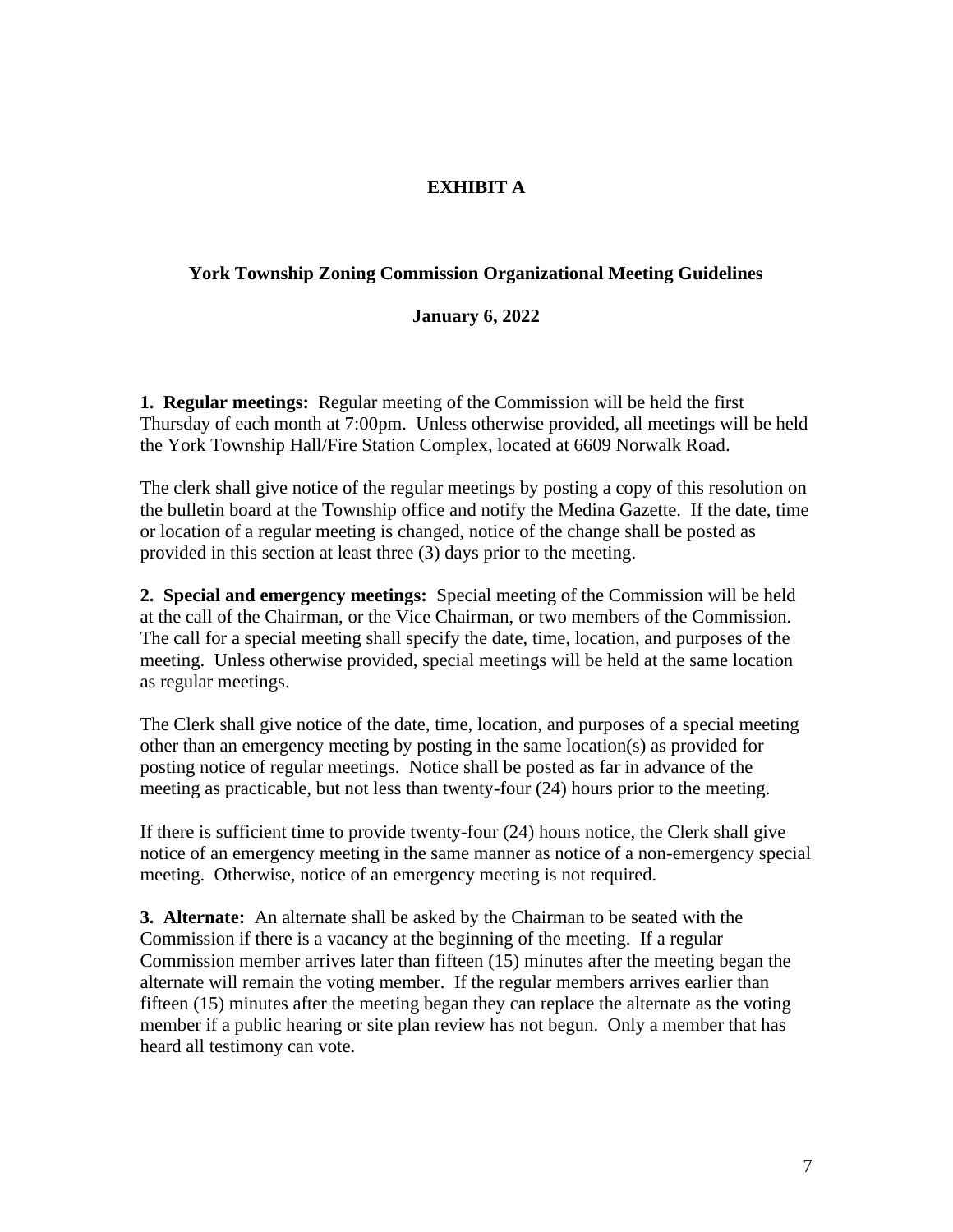# EXHIBIT A

## York Township Zoning Commission Organizational Meeting Guidelines

### January 6, 2022

**1. Regular meetings:** Regular meeting of the Commission will be held the first Thursday of each month at 7:00pm. Unless otherwise provided, all meetings will be held the York Township Hall/Fire Station Complex, located at 6609 Norwalk Road.

The clerk shall give notice of the regular meetings by posting a copy of this resolution on the bulletin board at the Township office and notify the Medina Gazette. If the date, time or location of a regular meeting is changed, notice of the change shall be posted as provided in this section at least three (3) days prior to the meeting.

**2. Special and emergency meetings:** Special meeting of the Commission will be held at the call of the Chairman, or the Vice Chairman, or two members of the Commission. The call for a special meeting shall specify the date, time, location, and purposes of the meeting. Unless otherwise provided, special meetings will be held at the same location as regular meetings.

The Clerk shall give notice of the date, time, location, and purposes of a special meeting other than an emergency meeting by posting in the same location(s) as provided for posting notice of regular meetings. Notice shall be posted as far in advance of the meeting as practicable, but not less than twenty-four (24) hours prior to the meeting.

If there is sufficient time to provide twenty-four (24) hours notice, the Clerk shall give notice of an emergency meeting in the same manner as notice of a non-emergency special meeting. Otherwise, notice of an emergency meeting is not required.

**3. Alternate:** An alternate shall be asked by the Chairman to be seated with the Commission if there is a vacancy at the beginning of the meeting. If a regular Commission member arrives later than fifteen (15) minutes after the meeting began the alternate will remain the voting member. If the regular members arrives earlier than fifteen (15) minutes after the meeting began they can replace the alternate as the voting member if a public hearing or site plan review has not begun. Only a member that has heard all testimony can vote.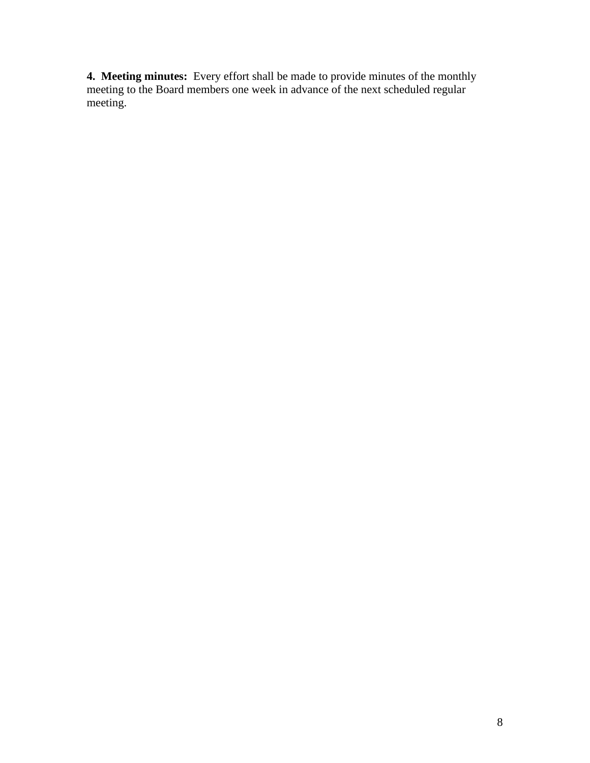**4. Meeting minutes:** Every effort shall be made to provide minutes of the monthly meeting to the Board members one week in advance of the next scheduled regular meeting.